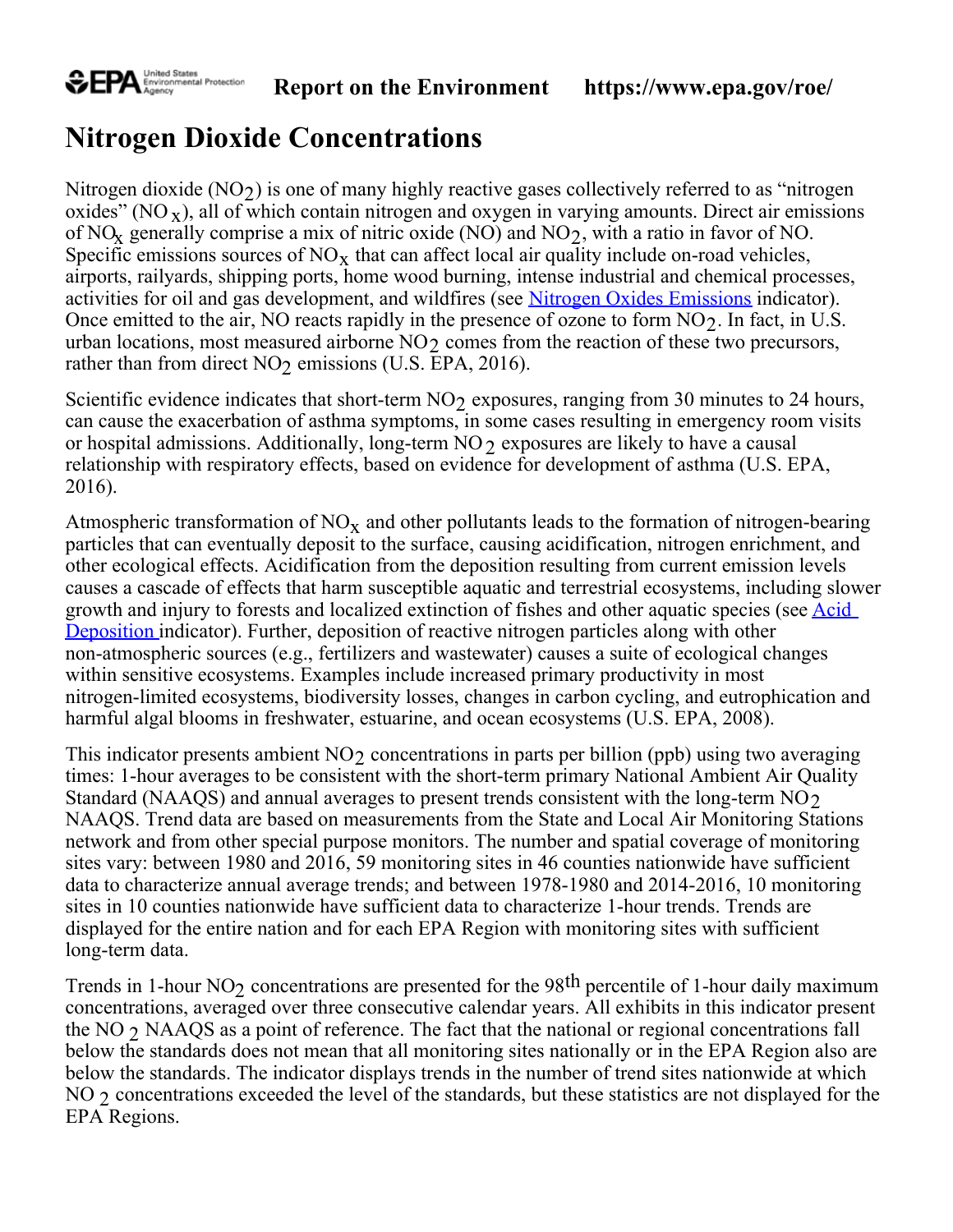# Nitrogen Dioxide Concentrations

Nitrogen dioxide ($NO_2$) is one of many highly reactive gases collectively referred to as "nitrogen oxides" ($NO_x$), all of which contain nitrogen and oxygen in varying amounts. Direct air emissions of $NO_x$ generally comprise a mix of nitric oxide (NO) and $NO_2$, with a ratio in favor of NO. Specific emissions sources of $NO_x$ that can affect local air quality include on-road vehicles, airports, railyards, shipping ports, home wood burning, intense industrial and chemical processes, activities for oil and gas development, and wildfires (see [Nitrogen Oxides Emissions](#) indicator). Once emitted to the air, NO reacts rapidly in the presence of ozone to form $NO_2$. In fact, in U.S. urban locations, most measured airborne $NO_2$ comes from the reaction of these two precursors, rather than from direct $NO_2$ emissions (U.S. EPA, 2016).

Scientific evidence indicates that short-term $NO_2$ exposures, ranging from 30 minutes to 24 hours, can cause the exacerbation of asthma symptoms, in some cases resulting in emergency room visits or hospital admissions. Additionally, long-term $NO_2$ exposures are likely to have a causal relationship with respiratory effects, based on evidence for development of asthma (U.S. EPA, 2016).

Atmospheric transformation of $NO_x$ and other pollutants leads to the formation of nitrogen-bearing particles that can eventually deposit to the surface, causing acidification, nitrogen enrichment, and other ecological effects. Acidification from the deposition resulting from current emission levels causes a cascade of effects that harm susceptible aquatic and terrestrial ecosystems, including slower growth and injury to forests and localized extinction of fishes and other aquatic species (see [Acid Deposition](#) indicator). Further, deposition of reactive nitrogen particles along with other non-atmospheric sources (e.g., fertilizers and wastewater) causes a suite of ecological changes within sensitive ecosystems. Examples include increased primary productivity in most nitrogen-limited ecosystems, biodiversity losses, changes in carbon cycling, and eutrophication and harmful algal blooms in freshwater, estuarine, and ocean ecosystems (U.S. EPA, 2008).

This indicator presents ambient $NO_2$ concentrations in parts per billion (ppb) using two averaging times: 1-hour averages to be consistent with the short-term primary National Ambient Air Quality Standard (NAAQS) and annual averages to present trends consistent with the long-term $NO_2$ NAAQS. Trend data are based on measurements from the State and Local Air Monitoring Stations network and from other special purpose monitors. The number and spatial coverage of monitoring sites vary: between 1980 and 2016, 59 monitoring sites in 46 counties nationwide have sufficient data to characterize annual average trends; and between 1978-1980 and 2014-2016, 10 monitoring sites in 10 counties nationwide have sufficient data to characterize 1-hour trends. Trends are displayed for the entire nation and for each EPA Region with monitoring sites with sufficient long-term data.

Trends in 1-hour $NO_2$ concentrations are presented for the 98$^{th}$ percentile of 1-hour daily maximum concentrations, averaged over three consecutive calendar years. All exhibits in this indicator present the $NO_2$ NAAQS as a point of reference. The fact that the national or regional concentrations fall below the standards does not mean that all monitoring sites nationally or in the EPA Region also are below the standards. The indicator displays trends in the number of trend sites nationwide at which $NO_2$ concentrations exceeded the level of the standards, but these statistics are not displayed for the EPA Regions.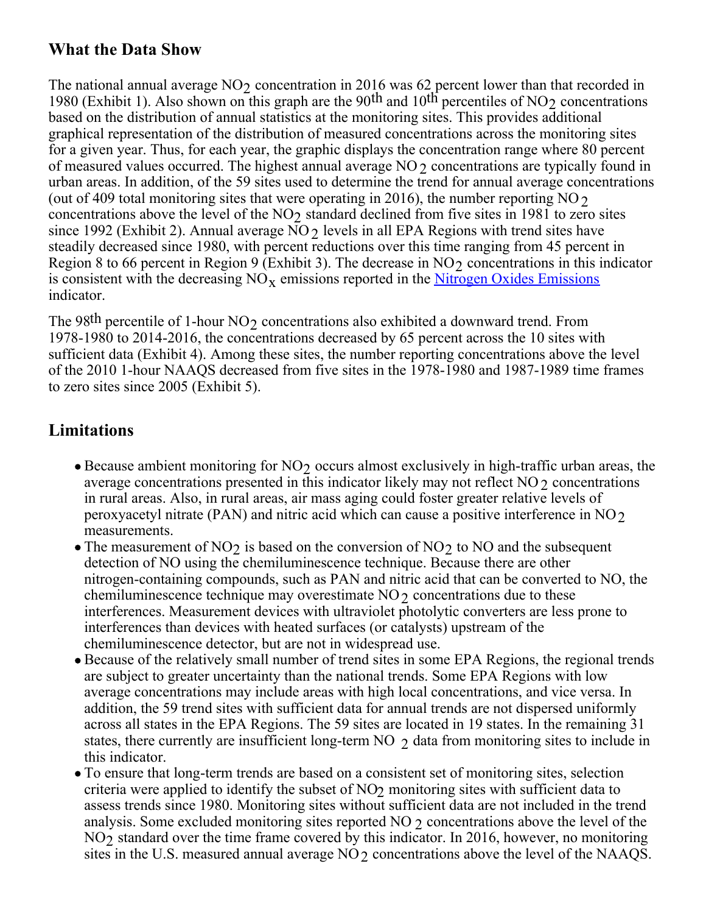## What the Data Show

The national annual average $NO_2$ concentration in 2016 was 62 percent lower than that recorded in 1980 (Exhibit 1). Also shown on this graph are the 90th and 10th percentiles of $NO_2$ concentrations based on the distribution of annual statistics at the monitoring sites. This provides additional graphical representation of the distribution of measured concentrations across the monitoring sites for a given year. Thus, for each year, the graphic displays the concentration range where 80 percent of measured values occurred. The highest annual average $NO_2$ concentrations are typically found in urban areas. In addition, of the 59 sites used to determine the trend for annual average concentrations (out of 409 total monitoring sites that were operating in 2016), the number reporting $NO_2$ concentrations above the level of the $NO_2$ standard declined from five sites in 1981 to zero sites since 1992 (Exhibit 2). Annual average $NO_2$ levels in all EPA Regions with trend sites have steadily decreased since 1980, with percent reductions over this time ranging from 45 percent in Region 8 to 66 percent in Region 9 (Exhibit 3). The decrease in $NO_2$ concentrations in this indicator is consistent with the decreasing $NO_x$ emissions reported in the Nitrogen Oxides Emissions indicator.

The 98th percentile of 1-hour $NO_2$ concentrations also exhibited a downward trend. From 1978-1980 to 2014-2016, the concentrations decreased by 65 percent across the 10 sites with sufficient data (Exhibit 4). Among these sites, the number reporting concentrations above the level of the 2010 1-hour NAAQS decreased from five sites in the 1978-1980 and 1987-1989 time frames to zero sites since 2005 (Exhibit 5).

## Limitations

- Because ambient monitoring for $NO_2$ occurs almost exclusively in high-traffic urban areas, the average concentrations presented in this indicator likely may not reflect $NO_2$ concentrations in rural areas. Also, in rural areas, air mass aging could foster greater relative levels of peroxyacetyl nitrate (PAN) and nitric acid which can cause a positive interference in $NO_2$ measurements.
- The measurement of $NO_2$ is based on the conversion of $NO_2$ to NO and the subsequent detection of NO using the chemiluminescence technique. Because there are other nitrogen-containing compounds, such as PAN and nitric acid that can be converted to NO, the chemiluminescence technique may overestimate $NO_2$ concentrations due to these interferences. Measurement devices with ultraviolet photolytic converters are less prone to interferences than devices with heated surfaces (or catalysts) upstream of the chemiluminescence detector, but are not in widespread use.
- Because of the relatively small number of trend sites in some EPA Regions, the regional trends are subject to greater uncertainty than the national trends. Some EPA Regions with low average concentrations may include areas with high local concentrations, and vice versa. In addition, the 59 trend sites with sufficient data for annual trends are not dispersed uniformly across all states in the EPA Regions. The 59 sites are located in 19 states. In the remaining 31 states, there currently are insufficient long-term $NO_2$ data from monitoring sites to include in this indicator.
- To ensure that long-term trends are based on a consistent set of monitoring sites, selection criteria were applied to identify the subset of $NO_2$ monitoring sites with sufficient data to assess trends since 1980. Monitoring sites without sufficient data are not included in the trend analysis. Some excluded monitoring sites reported $NO_2$ concentrations above the level of the $NO_2$ standard over the time frame covered by this indicator. In 2016, however, no monitoring sites in the U.S. measured annual average $NO_2$ concentrations above the level of the NAAQS.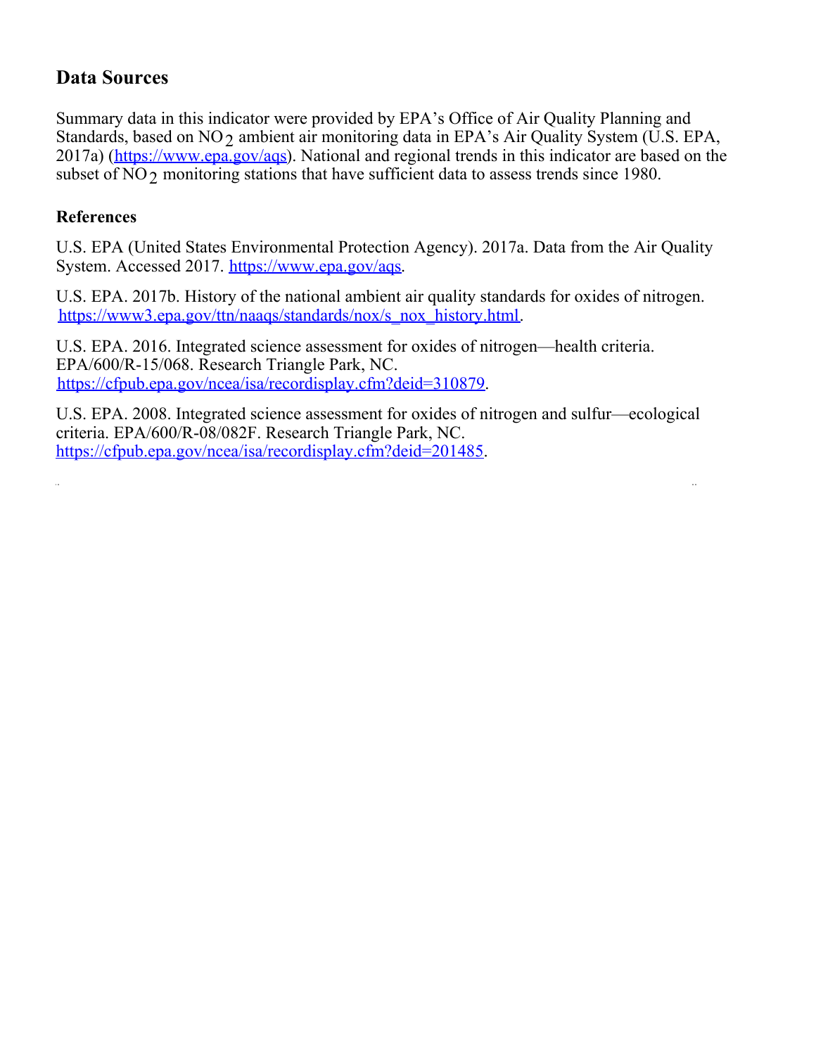## Data Sources

Summary data in this indicator were provided by EPA's Office of Air Quality Planning and Standards, based on $NO_2$ ambient air monitoring data in EPA's Air Quality System (U.S. EPA, 2017a) (https://www.epa.gov/aqs). National and regional trends in this indicator are based on the subset of $NO_2$ monitoring stations that have sufficient data to assess trends since 1980.

### References

U.S. EPA (United States Environmental Protection Agency). 2017a. Data from the Air Quality System. Accessed 2017. https://www.epa.gov/aqs.

U.S. EPA. 2017b. History of the national ambient air quality standards for oxides of nitrogen. https://www3.epa.gov/ttn/naaqs/standards/nox/s_nox_history.html.

U.S. EPA. 2016. Integrated science assessment for oxides of nitrogen—health criteria. EPA/600/R-15/068. Research Triangle Park, NC. https://cfpub.epa.gov/ncea/isa/recordisplay.cfm?deid=310879.

U.S. EPA. 2008. Integrated science assessment for oxides of nitrogen and sulfur—ecological criteria. EPA/600/R-08/082F. Research Triangle Park, NC. https://cfpub.epa.gov/ncea/isa/recordisplay.cfm?deid=201485.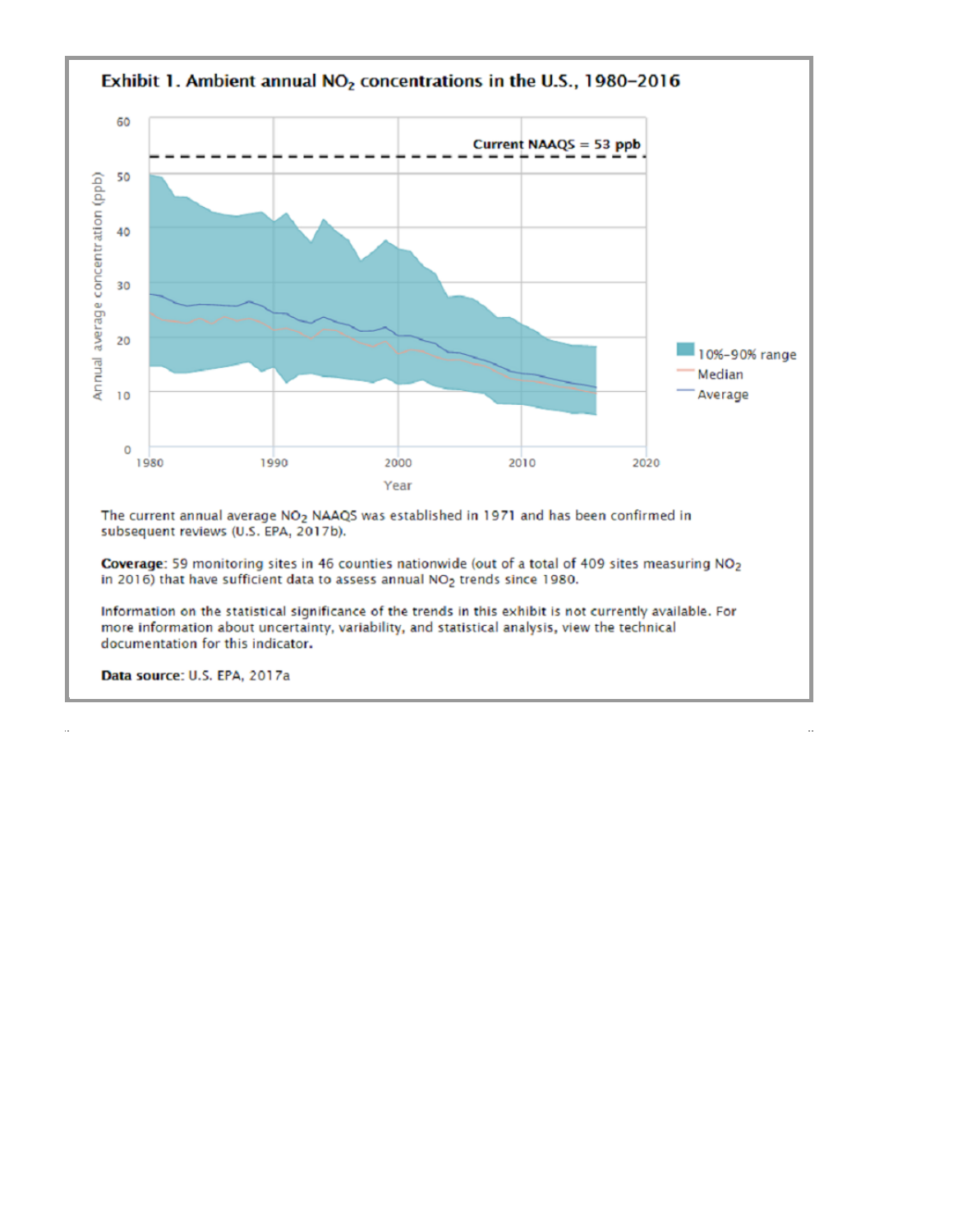**Exhibit 1. Ambient annual $NO_2$ concentrations in the U.S., 1980–2016**

The current annual average $NO_2$ NAAQS was established in 1971 and has been confirmed in subsequent reviews (U.S. EPA, 2017b).

**Coverage**: 59 monitoring sites in 46 counties nationwide (out of a total of 409 sites measuring $NO_2$ in 2016) that have sufficient data to assess annual $NO_2$ trends since 1980.

Information on the statistical significance of the trends in this exhibit is not currently available. For more information about uncertainty, variability, and statistical analysis, view the technical documentation for this indicator.

**Data source**: U.S. EPA, 2017a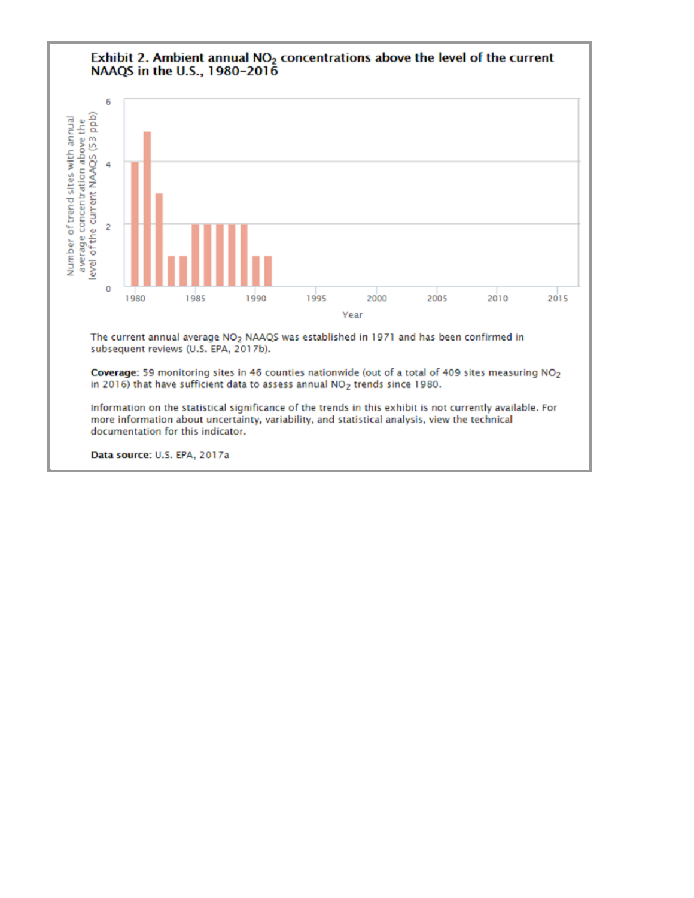**Exhibit 2. Ambient annual $NO_2$ concentrations above the level of the current NAAQS in the U.S., 1980–2016**

The current annual average $NO_2$ NAAQS was established in 1971 and has been confirmed in subsequent reviews (U.S. EPA, 2017b).

**Coverage**: 59 monitoring sites in 46 counties nationwide (out of a total of 409 sites measuring $NO_2$ in 2016) that have sufficient data to assess annual $NO_2$ trends since 1980.

Information on the statistical significance of the trends in this exhibit is not currently available. For more information about uncertainty, variability, and statistical analysis, view the technical documentation for this indicator.

**Data source**: U.S. EPA, 2017a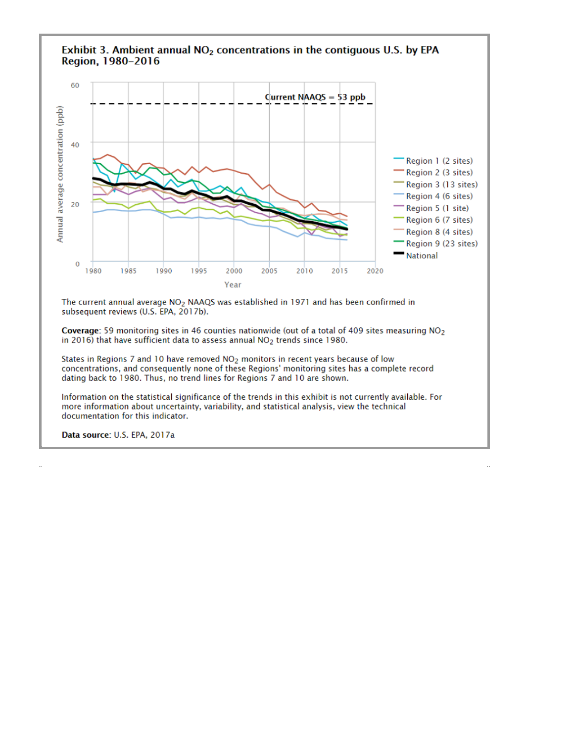**Exhibit 3. Ambient annual $NO_2$ concentrations in the contiguous U.S. by EPA Region, 1980–2016**

The current annual average $NO_2$ NAAQS was established in 1971 and has been confirmed in subsequent reviews (U.S. EPA, 2017b).

**Coverage**: 59 monitoring sites in 46 counties nationwide (out of a total of 409 sites measuring $NO_2$ in 2016) that have sufficient data to assess annual $NO_2$ trends since 1980.

States in Regions 7 and 10 have removed $NO_2$ monitors in recent years because of low concentrations, and consequently none of these Regions' monitoring sites has a complete record dating back to 1980. Thus, no trend lines for Regions 7 and 10 are shown.

Information on the statistical significance of the trends in this exhibit is not currently available. For more information about uncertainty, variability, and statistical analysis, view the technical documentation for this indicator.

**Data source**: U.S. EPA, 2017a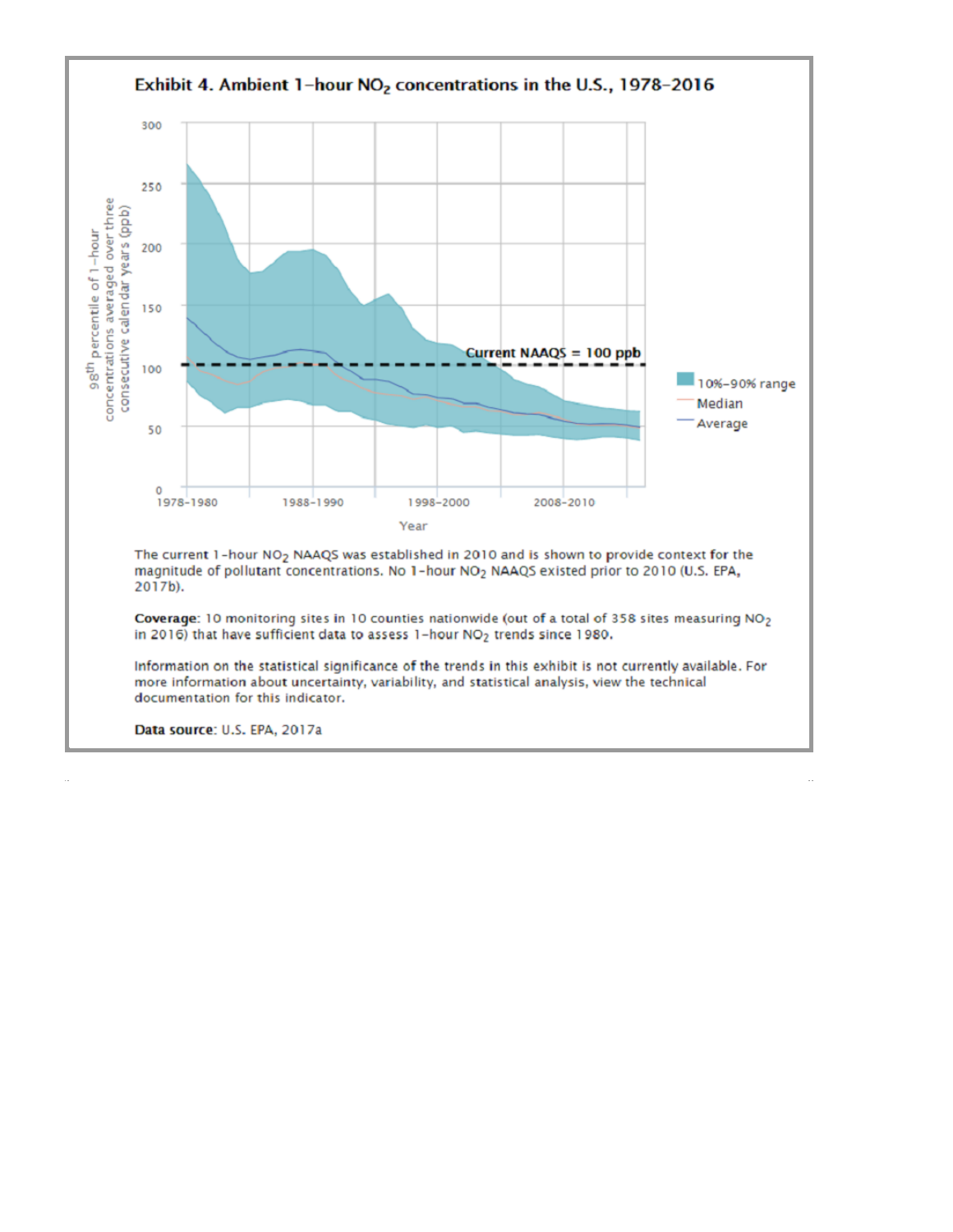**Exhibit 4. Ambient 1-hour $NO_2$ concentrations in the U.S., 1978–2016**

The current 1-hour $NO_2$ NAAQS was established in 2010 and is shown to provide context for the magnitude of pollutant concentrations. No 1-hour $NO_2$ NAAQS existed prior to 2010 (U.S. EPA, 2017b).

**Coverage**: 10 monitoring sites in 10 counties nationwide (out of a total of 358 sites measuring $NO_2$ in 2016) that have sufficient data to assess 1-hour $NO_2$ trends since 1980.

Information on the statistical significance of the trends in this exhibit is not currently available. For more information about uncertainty, variability, and statistical analysis, view the technical documentation for this indicator.

**Data source**: U.S. EPA, 2017a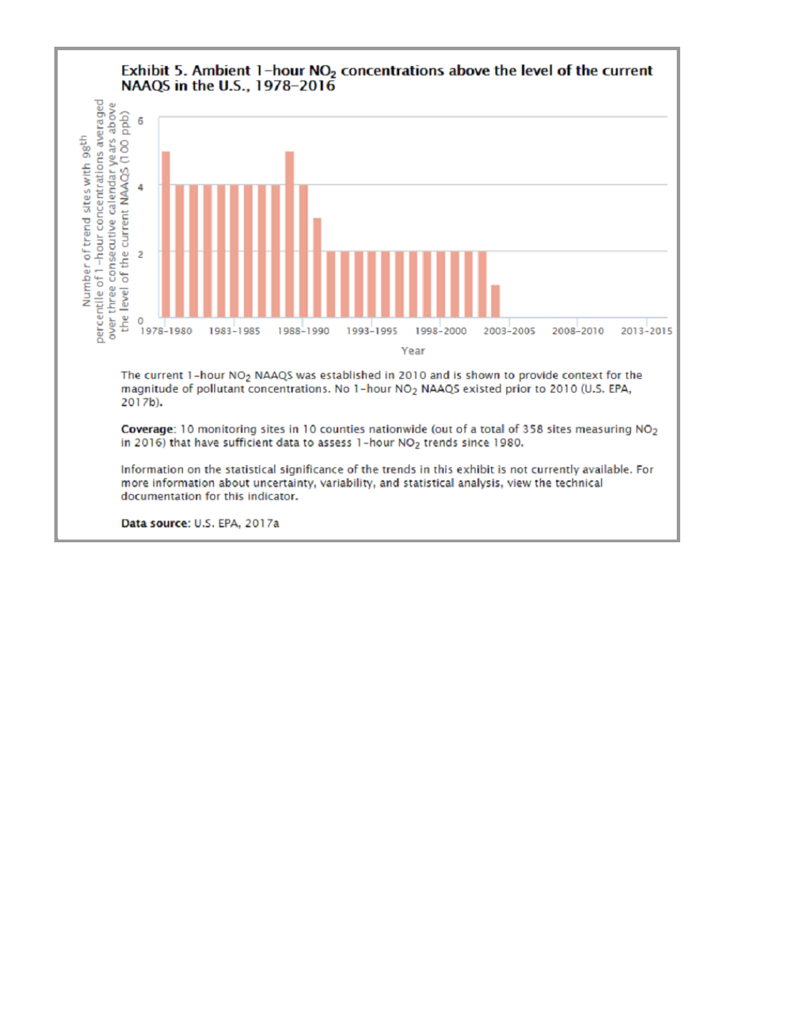**Exhibit 5. Ambient 1-hour $NO_2$ concentrations above the level of the current NAAQS in the U.S., 1978–2016**

Number of trend sites with 98th percentile of 1-hour concentrations averaged over three consecutive calendar years above the level of the current NAAQS (100 ppb)

0
2
4
6

1978–1980
1983–1985
1988–1990
1993–1995
1998–2000
2003–2005
2008–2010
2013–2015

Year

The current 1-hour $NO_2$ NAAQS was established in 2010 and is shown to provide context for the magnitude of pollutant concentrations. No 1-hour $NO_2$ NAAQS existed prior to 2010 (U.S. EPA, 2017b).

**Coverage**: 10 monitoring sites in 10 counties nationwide (out of a total of 358 sites measuring $NO_2$ in 2016) that have sufficient data to assess 1-hour $NO_2$ trends since 1980.

Information on the statistical significance of the trends in this exhibit is not currently available. For more information about uncertainty, variability, and statistical analysis, view the technical documentation for this indicator.

**Data source**: U.S. EPA, 2017a